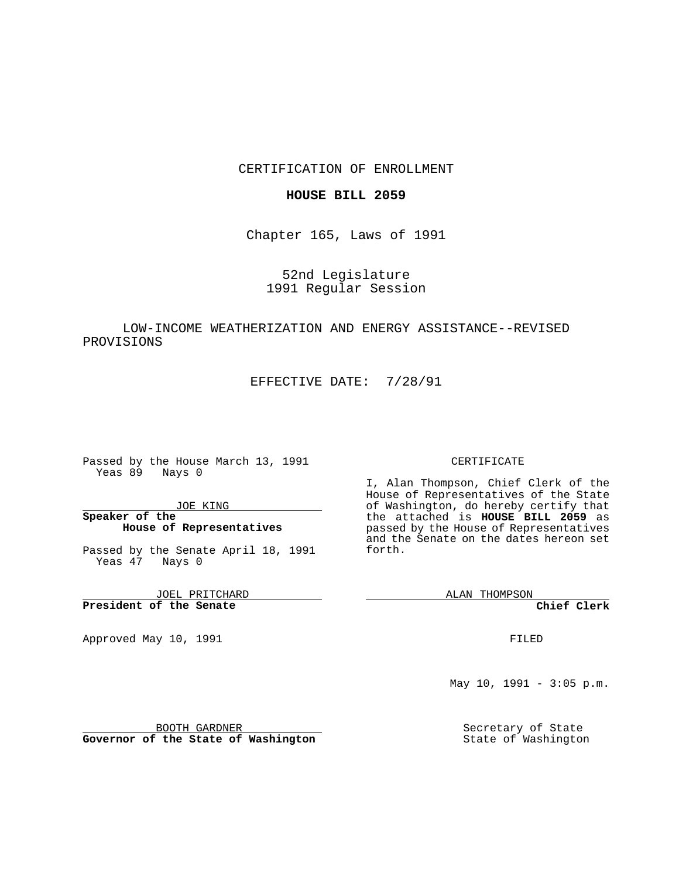CERTIFICATION OF ENROLLMENT

**HOUSE BILL 2059**

Chapter 165, Laws of 1991

52nd Legislature
1991 Regular Session

LOW-INCOME WEATHERIZATION AND ENERGY ASSISTANCE--REVISED PROVISIONS

EFFECTIVE DATE: 7/28/91

Passed by the House March 13, 1991
Yeas 89 Nays 0

JOE KING

**Speaker of the House of Representatives**

Passed by the Senate April 18, 1991
Yeas 47 Nays 0

JOEL PRITCHARD

**President of the Senate**

Approved May 10, 1991

BOOTH GARDNER

**Governor of the State of Washington**

CERTIFICATE

I, Alan Thompson, Chief Clerk of the House of Representatives of the State of Washington, do hereby certify that the attached is **HOUSE BILL 2059** as passed by the House of Representatives and the Senate on the dates hereon set forth.

ALAN THOMPSON

**Chief Clerk**

FILED

May 10, 1991 - 3:05 p.m.

Secretary of State
State of Washington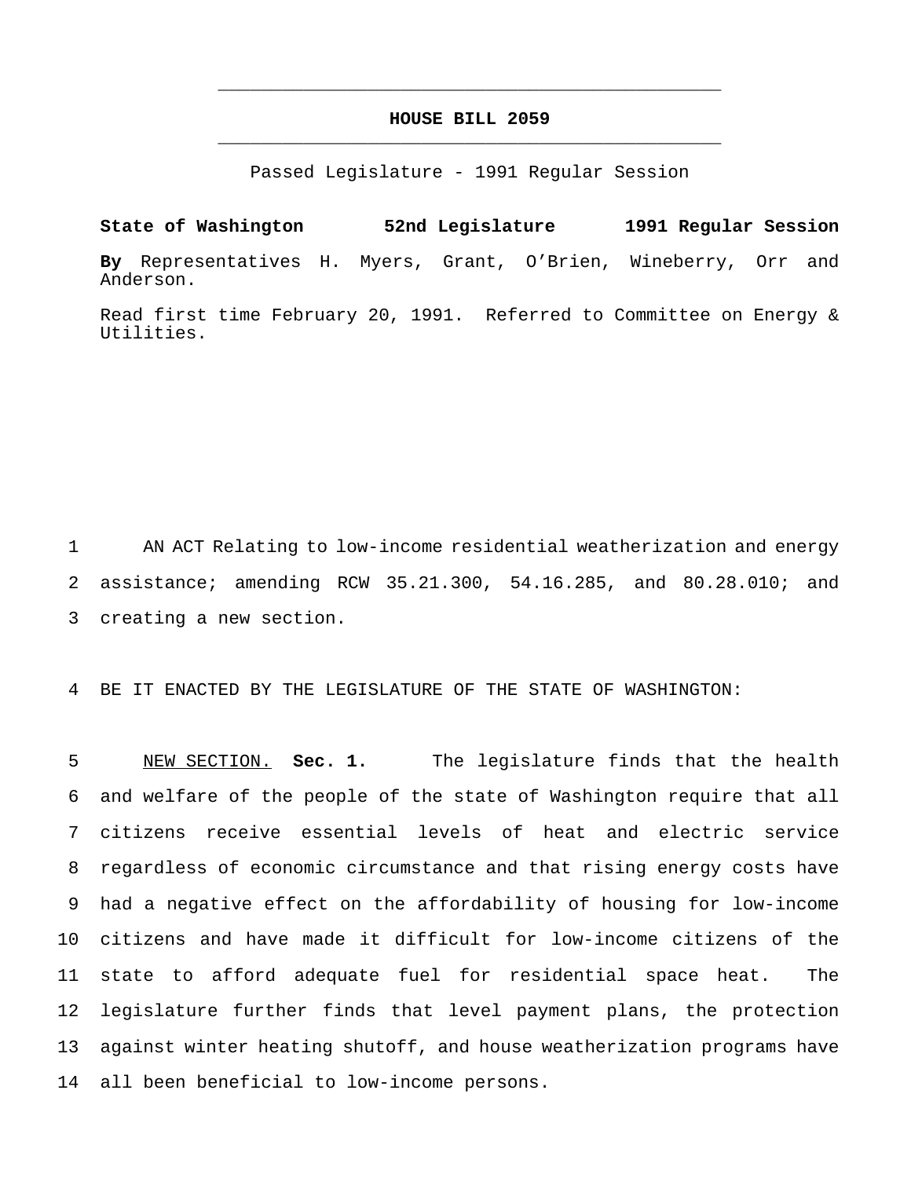# HOUSE BILL 2059

Passed Legislature - 1991 Regular Session

**State of Washington 52nd Legislature 1991 Regular Session**

**By** Representatives H. Myers, Grant, O'Brien, Wineberry, Orr and Anderson.

Read first time February 20, 1991. Referred to Committee on Energy & Utilities.

AN ACT Relating to low-income residential weatherization and energy assistance; amending RCW 35.21.300, 54.16.285, and 80.28.010; and creating a new section.

BE IT ENACTED BY THE LEGISLATURE OF THE STATE OF WASHINGTON:

NEW SECTION. **Sec. 1.** The legislature finds that the health and welfare of the people of the state of Washington require that all citizens receive essential levels of heat and electric service regardless of economic circumstance and that rising energy costs have had a negative effect on the affordability of housing for low-income citizens and have made it difficult for low-income citizens of the state to afford adequate fuel for residential space heat. The legislature further finds that level payment plans, the protection against winter heating shutoff, and house weatherization programs have all been beneficial to low-income persons.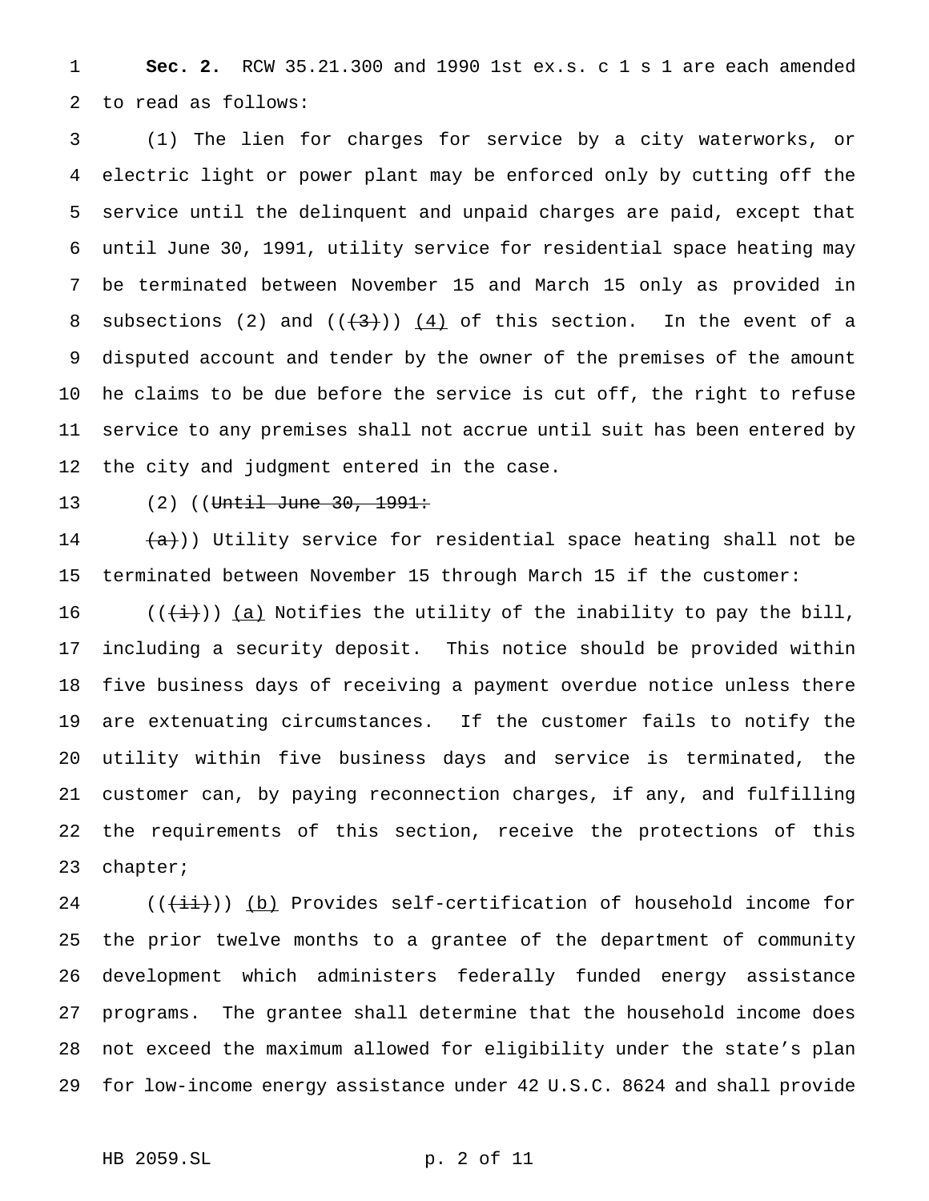**Sec. 2.** RCW 35.21.300 and 1990 1st ex.s. c 1 s 1 are each amended to read as follows:

(1) The lien for charges for service by a city waterworks, or electric light or power plant may be enforced only by cutting off the service until the delinquent and unpaid charges are paid, except that until June 30, 1991, utility service for residential space heating may be terminated between November 15 and March 15 only as provided in subsections (2) and ((~~(3)~~)) <u>(4)</u> of this section. In the event of a disputed account and tender by the owner of the premises of the amount he claims to be due before the service is cut off, the right to refuse service to any premises shall not accrue until suit has been entered by the city and judgment entered in the case.

(2) ((~~Until June 30, 1991:~~

~~(a)~~)) Utility service for residential space heating shall not be terminated between November 15 through March 15 if the customer:

((~~(i)~~)) <u>(a)</u> Notifies the utility of the inability to pay the bill, including a security deposit. This notice should be provided within five business days of receiving a payment overdue notice unless there are extenuating circumstances. If the customer fails to notify the utility within five business days and service is terminated, the customer can, by paying reconnection charges, if any, and fulfilling the requirements of this section, receive the protections of this chapter;

((~~(ii)~~)) <u>(b)</u> Provides self-certification of household income for the prior twelve months to a grantee of the department of community development which administers federally funded energy assistance programs. The grantee shall determine that the household income does not exceed the maximum allowed for eligibility under the state's plan for low-income energy assistance under 42 U.S.C. 8624 and shall provide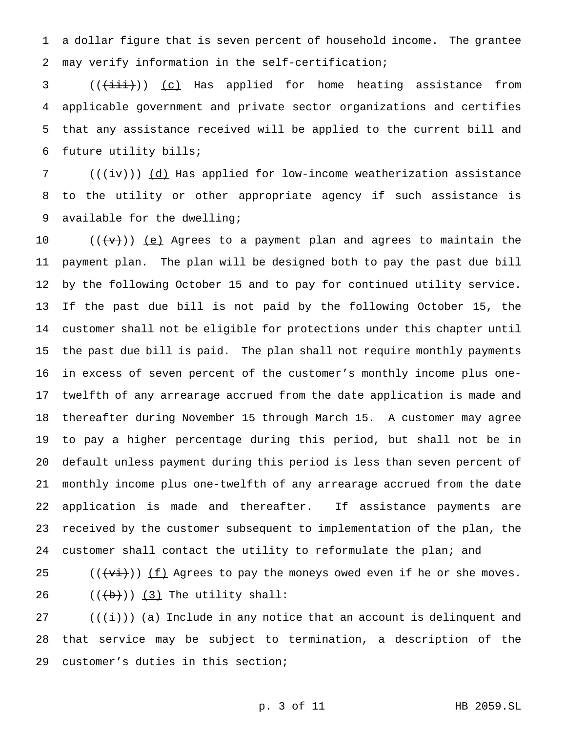a dollar figure that is seven percent of household income. The grantee may verify information in the self-certification;

((~~(iii)~~)) <u>(c)</u> Has applied for home heating assistance from applicable government and private sector organizations and certifies that any assistance received will be applied to the current bill and future utility bills;

((~~(iv)~~)) <u>(d)</u> Has applied for low-income weatherization assistance to the utility or other appropriate agency if such assistance is available for the dwelling;

((~~(v)~~)) <u>(e)</u> Agrees to a payment plan and agrees to maintain the payment plan. The plan will be designed both to pay the past due bill by the following October 15 and to pay for continued utility service. If the past due bill is not paid by the following October 15, the customer shall not be eligible for protections under this chapter until the past due bill is paid. The plan shall not require monthly payments in excess of seven percent of the customer's monthly income plus one-twelfth of any arrearage accrued from the date application is made and thereafter during November 15 through March 15. A customer may agree to pay a higher percentage during this period, but shall not be in default unless payment during this period is less than seven percent of monthly income plus one-twelfth of any arrearage accrued from the date application is made and thereafter. If assistance payments are received by the customer subsequent to implementation of the plan, the customer shall contact the utility to reformulate the plan; and

((~~(vi)~~)) <u>(f)</u> Agrees to pay the moneys owed even if he or she moves.

((~~(b)~~)) <u>(3)</u> The utility shall:

((~~(i)~~)) <u>(a)</u> Include in any notice that an account is delinquent and that service may be subject to termination, a description of the customer's duties in this section;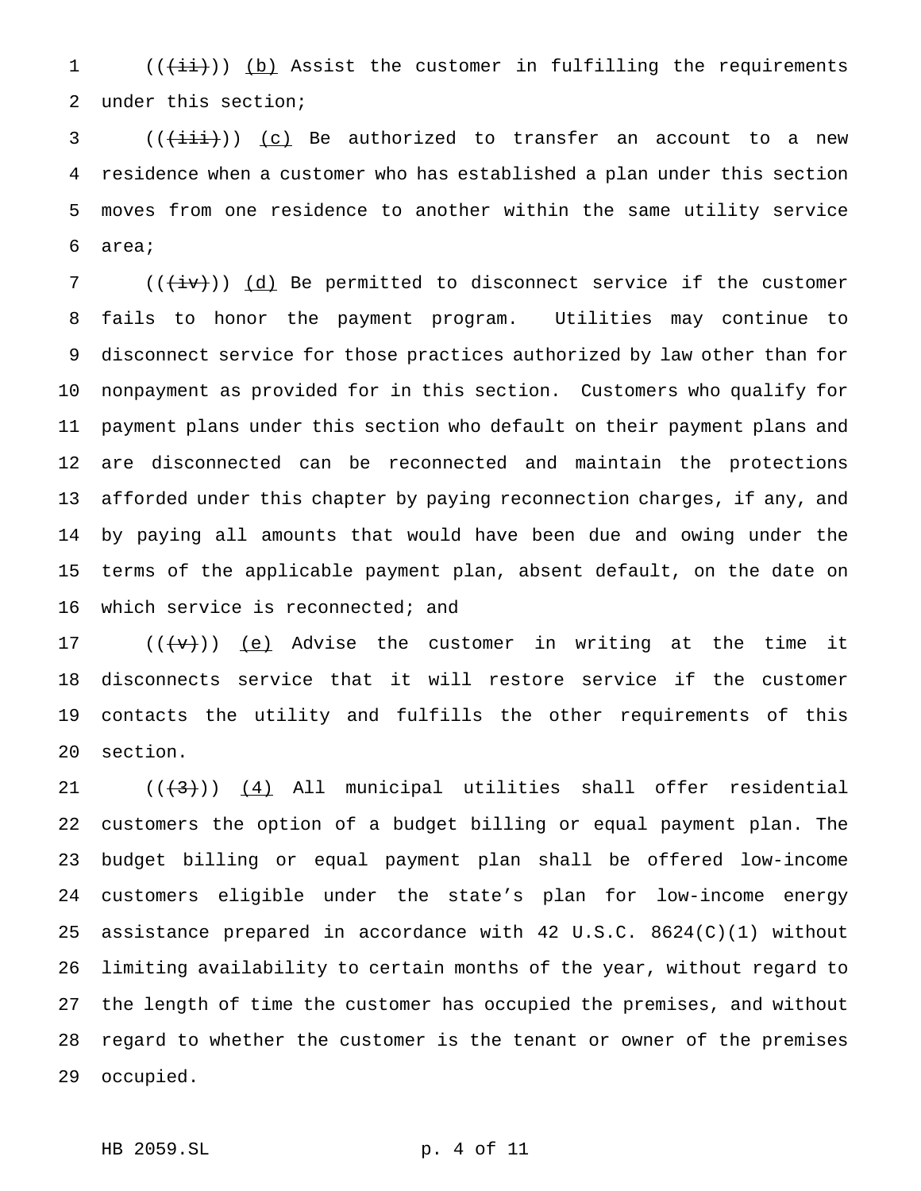(((ii))) (b) Assist the customer in fulfilling the requirements under this section;

(((iii))) (c) Be authorized to transfer an account to a new residence when a customer who has established a plan under this section moves from one residence to another within the same utility service area;

(((iv))) (d) Be permitted to disconnect service if the customer fails to honor the payment program. Utilities may continue to disconnect service for those practices authorized by law other than for nonpayment as provided for in this section. Customers who qualify for payment plans under this section who default on their payment plans and are disconnected can be reconnected and maintain the protections afforded under this chapter by paying reconnection charges, if any, and by paying all amounts that would have been due and owing under the terms of the applicable payment plan, absent default, on the date on which service is reconnected; and

(((v))) (e) Advise the customer in writing at the time it disconnects service that it will restore service if the customer contacts the utility and fulfills the other requirements of this section.

(((3))) (4) All municipal utilities shall offer residential customers the option of a budget billing or equal payment plan. The budget billing or equal payment plan shall be offered low-income customers eligible under the state's plan for low-income energy assistance prepared in accordance with 42 U.S.C. 8624(C)(1) without limiting availability to certain months of the year, without regard to the length of time the customer has occupied the premises, and without regard to whether the customer is the tenant or owner of the premises occupied.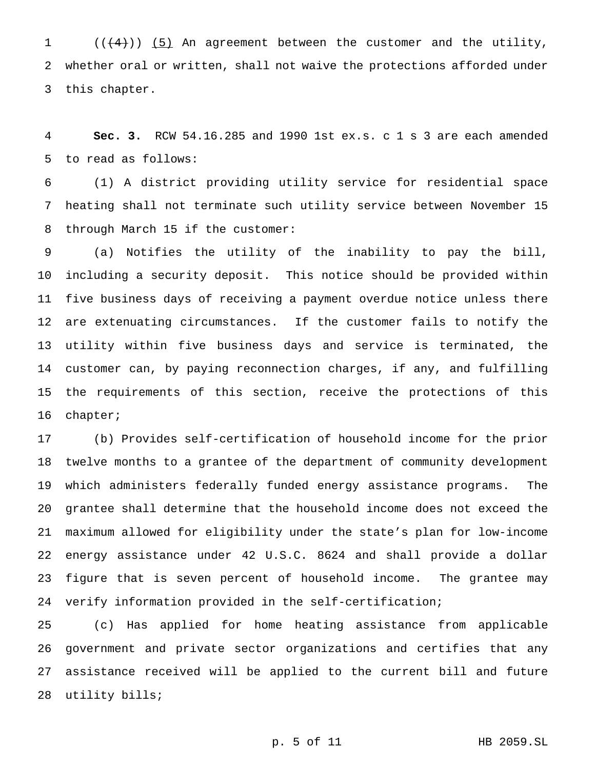((~~(4)~~)) <u>(5)</u> An agreement between the customer and the utility, whether oral or written, shall not waive the protections afforded under this chapter.

**Sec. 3.** RCW 54.16.285 and 1990 1st ex.s. c 1 s 3 are each amended to read as follows:

(1) A district providing utility service for residential space heating shall not terminate such utility service between November 15 through March 15 if the customer:

(a) Notifies the utility of the inability to pay the bill, including a security deposit. This notice should be provided within five business days of receiving a payment overdue notice unless there are extenuating circumstances. If the customer fails to notify the utility within five business days and service is terminated, the customer can, by paying reconnection charges, if any, and fulfilling the requirements of this section, receive the protections of this chapter;

(b) Provides self-certification of household income for the prior twelve months to a grantee of the department of community development which administers federally funded energy assistance programs. The grantee shall determine that the household income does not exceed the maximum allowed for eligibility under the state's plan for low-income energy assistance under 42 U.S.C. 8624 and shall provide a dollar figure that is seven percent of household income. The grantee may verify information provided in the self-certification;

(c) Has applied for home heating assistance from applicable government and private sector organizations and certifies that any assistance received will be applied to the current bill and future utility bills;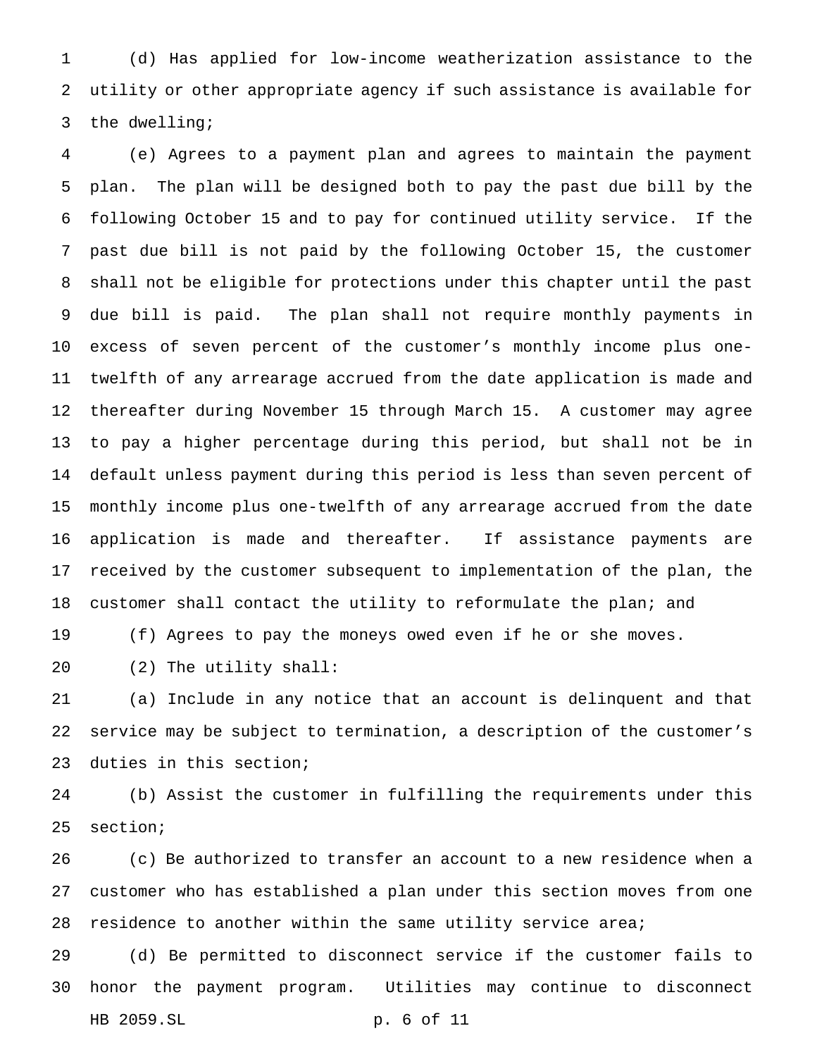(d) Has applied for low-income weatherization assistance to the utility or other appropriate agency if such assistance is available for the dwelling;

(e) Agrees to a payment plan and agrees to maintain the payment plan. The plan will be designed both to pay the past due bill by the following October 15 and to pay for continued utility service. If the past due bill is not paid by the following October 15, the customer shall not be eligible for protections under this chapter until the past due bill is paid. The plan shall not require monthly payments in excess of seven percent of the customer's monthly income plus one-twelfth of any arrearage accrued from the date application is made and thereafter during November 15 through March 15. A customer may agree to pay a higher percentage during this period, but shall not be in default unless payment during this period is less than seven percent of monthly income plus one-twelfth of any arrearage accrued from the date application is made and thereafter. If assistance payments are received by the customer subsequent to implementation of the plan, the customer shall contact the utility to reformulate the plan; and

(f) Agrees to pay the moneys owed even if he or she moves.

(2) The utility shall:

(a) Include in any notice that an account is delinquent and that service may be subject to termination, a description of the customer's duties in this section;

(b) Assist the customer in fulfilling the requirements under this section;

(c) Be authorized to transfer an account to a new residence when a customer who has established a plan under this section moves from one residence to another within the same utility service area;

(d) Be permitted to disconnect service if the customer fails to honor the payment program. Utilities may continue to disconnect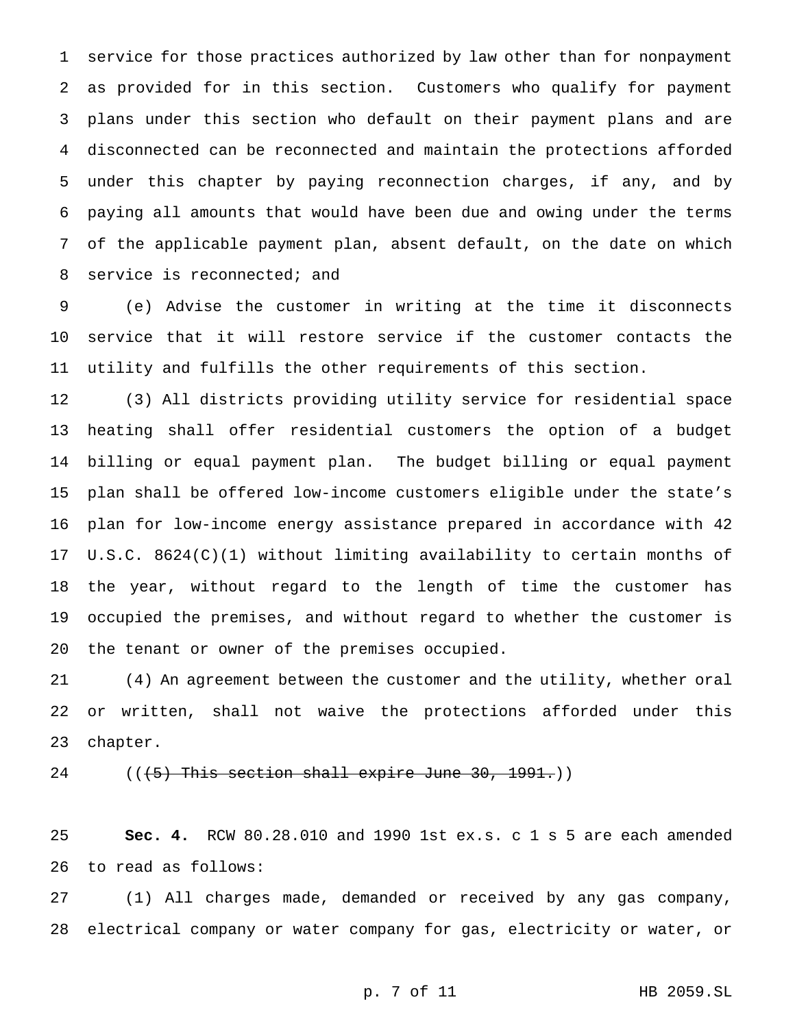service for those practices authorized by law other than for nonpayment as provided for in this section. Customers who qualify for payment plans under this section who default on their payment plans and are disconnected can be reconnected and maintain the protections afforded under this chapter by paying reconnection charges, if any, and by paying all amounts that would have been due and owing under the terms of the applicable payment plan, absent default, on the date on which service is reconnected; and

(e) Advise the customer in writing at the time it disconnects service that it will restore service if the customer contacts the utility and fulfills the other requirements of this section.

(3) All districts providing utility service for residential space heating shall offer residential customers the option of a budget billing or equal payment plan. The budget billing or equal payment plan shall be offered low-income customers eligible under the state's plan for low-income energy assistance prepared in accordance with 42 U.S.C. 8624(C)(1) without limiting availability to certain months of the year, without regard to the length of time the customer has occupied the premises, and without regard to whether the customer is the tenant or owner of the premises occupied.

(4) An agreement between the customer and the utility, whether oral or written, shall not waive the protections afforded under this chapter.

((~~(5) This section shall expire June 30, 1991.~~))

**Sec. 4.** RCW 80.28.010 and 1990 1st ex.s. c 1 s 5 are each amended to read as follows:

(1) All charges made, demanded or received by any gas company, electrical company or water company for gas, electricity or water, or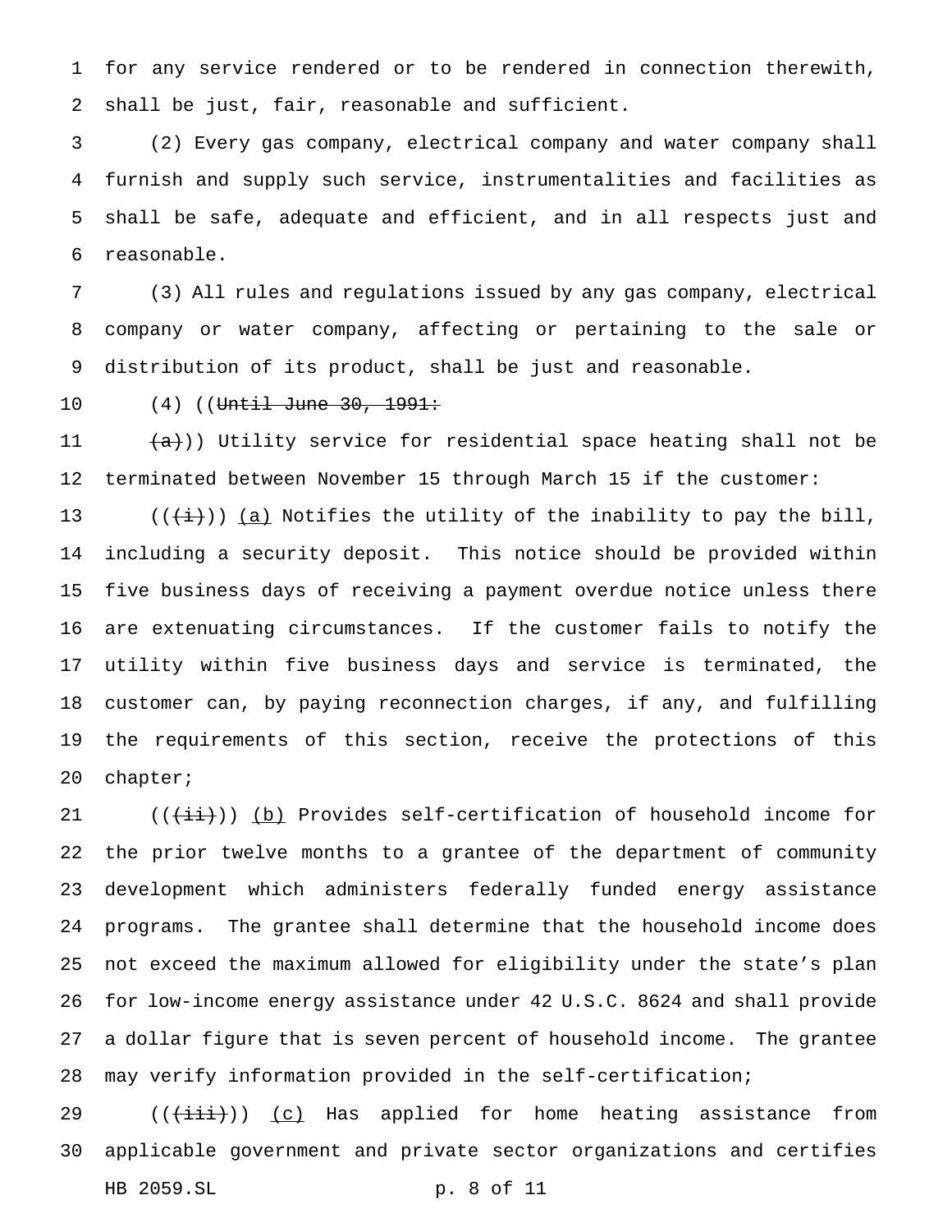for any service rendered or to be rendered in connection therewith, shall be just, fair, reasonable and sufficient.

(2) Every gas company, electrical company and water company shall furnish and supply such service, instrumentalities and facilities as shall be safe, adequate and efficient, and in all respects just and reasonable.

(3) All rules and regulations issued by any gas company, electrical company or water company, affecting or pertaining to the sale or distribution of its product, shall be just and reasonable.

(4) ((~~Until June 30, 1991:~~

~~(a)~~)) Utility service for residential space heating shall not be terminated between November 15 through March 15 if the customer:

((~~(i)~~)) <u>(a)</u> Notifies the utility of the inability to pay the bill, including a security deposit. This notice should be provided within five business days of receiving a payment overdue notice unless there are extenuating circumstances. If the customer fails to notify the utility within five business days and service is terminated, the customer can, by paying reconnection charges, if any, and fulfilling the requirements of this section, receive the protections of this chapter;

((~~(ii)~~)) <u>(b)</u> Provides self-certification of household income for the prior twelve months to a grantee of the department of community development which administers federally funded energy assistance programs. The grantee shall determine that the household income does not exceed the maximum allowed for eligibility under the state's plan for low-income energy assistance under 42 U.S.C. 8624 and shall provide a dollar figure that is seven percent of household income. The grantee may verify information provided in the self-certification;

((~~(iii)~~)) <u>(c)</u> Has applied for home heating assistance from applicable government and private sector organizations and certifies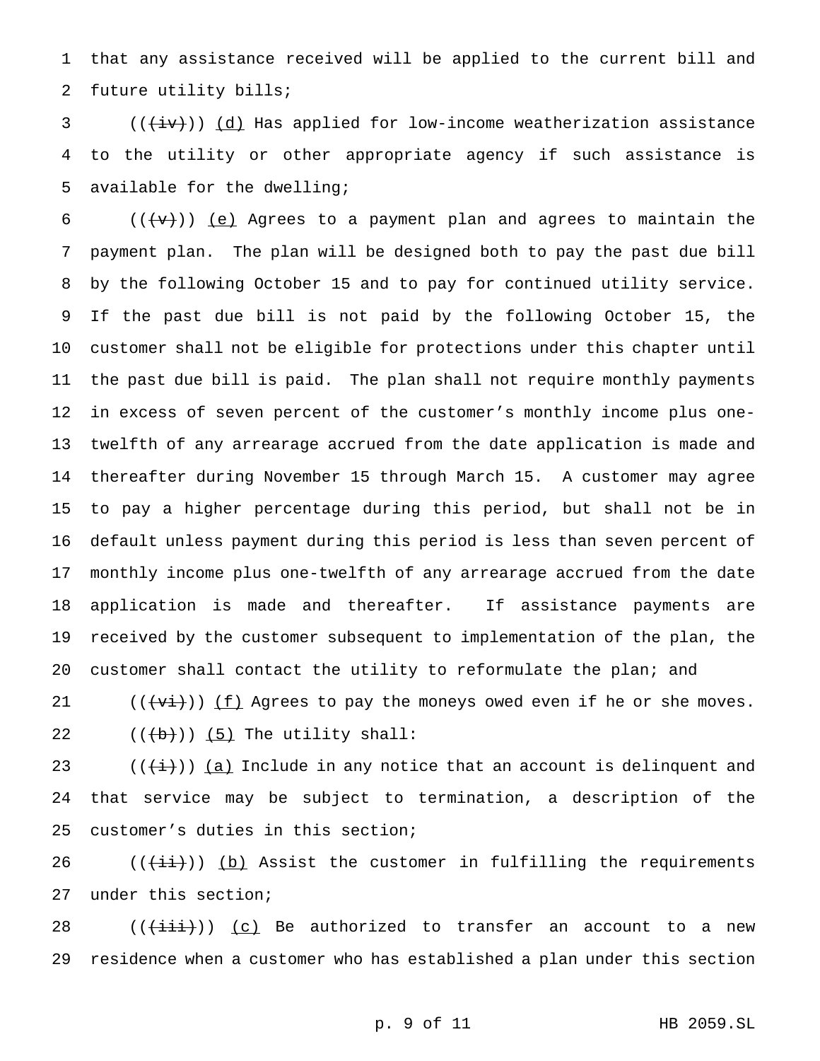that any assistance received will be applied to the current bill and future utility bills;

~~((~~(iv)~~))~~ (d) Has applied for low-income weatherization assistance to the utility or other appropriate agency if such assistance is available for the dwelling;

((~~(v)~~)) (e) Agrees to a payment plan and agrees to maintain the payment plan. The plan will be designed both to pay the past due bill by the following October 15 and to pay for continued utility service. If the past due bill is not paid by the following October 15, the customer shall not be eligible for protections under this chapter until the past due bill is paid. The plan shall not require monthly payments in excess of seven percent of the customer's monthly income plus one-twelfth of any arrearage accrued from the date application is made and thereafter during November 15 through March 15. A customer may agree to pay a higher percentage during this period, but shall not be in default unless payment during this period is less than seven percent of monthly income plus one-twelfth of any arrearage accrued from the date application is made and thereafter. If assistance payments are received by the customer subsequent to implementation of the plan, the customer shall contact the utility to reformulate the plan; and

((~~(vi)~~)) (f) Agrees to pay the moneys owed even if he or she moves.

((~~(b)~~)) (5) The utility shall:

((~~(i)~~)) (a) Include in any notice that an account is delinquent and that service may be subject to termination, a description of the customer's duties in this section;

((~~(ii)~~)) (b) Assist the customer in fulfilling the requirements under this section;

((~~(iii)~~)) (c) Be authorized to transfer an account to a new residence when a customer who has established a plan under this section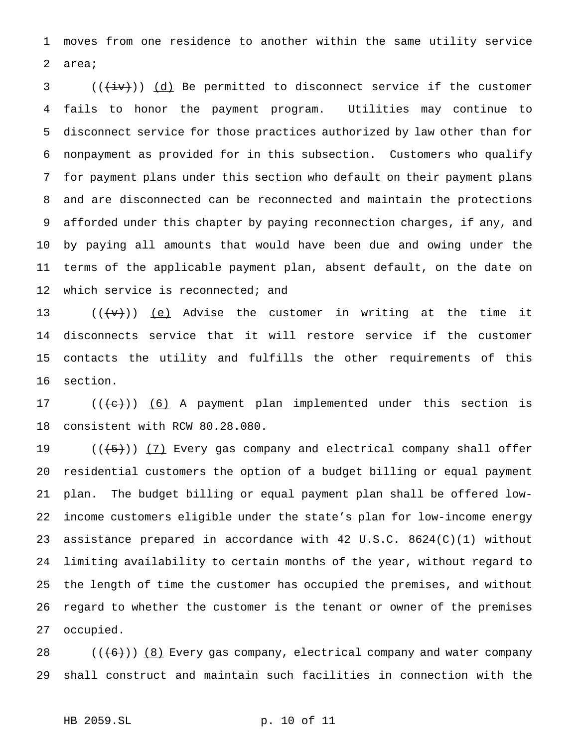moves from one residence to another within the same utility service area;

(((~~iv~~))) <u>(d)</u> Be permitted to disconnect service if the customer fails to honor the payment program. Utilities may continue to disconnect service for those practices authorized by law other than for nonpayment as provided for in this subsection. Customers who qualify for payment plans under this section who default on their payment plans and are disconnected can be reconnected and maintain the protections afforded under this chapter by paying reconnection charges, if any, and by paying all amounts that would have been due and owing under the terms of the applicable payment plan, absent default, on the date on which service is reconnected; and

(((~~v~~))) <u>(e)</u> Advise the customer in writing at the time it disconnects service that it will restore service if the customer contacts the utility and fulfills the other requirements of this section.

(((~~c~~))) <u>(6)</u> A payment plan implemented under this section is consistent with RCW 80.28.080.

(((~~5~~))) <u>(7)</u> Every gas company and electrical company shall offer residential customers the option of a budget billing or equal payment plan. The budget billing or equal payment plan shall be offered low-income customers eligible under the state's plan for low-income energy assistance prepared in accordance with 42 U.S.C. 8624(C)(1) without limiting availability to certain months of the year, without regard to the length of time the customer has occupied the premises, and without regard to whether the customer is the tenant or owner of the premises occupied.

(((~~6~~))) <u>(8)</u> Every gas company, electrical company and water company shall construct and maintain such facilities in connection with the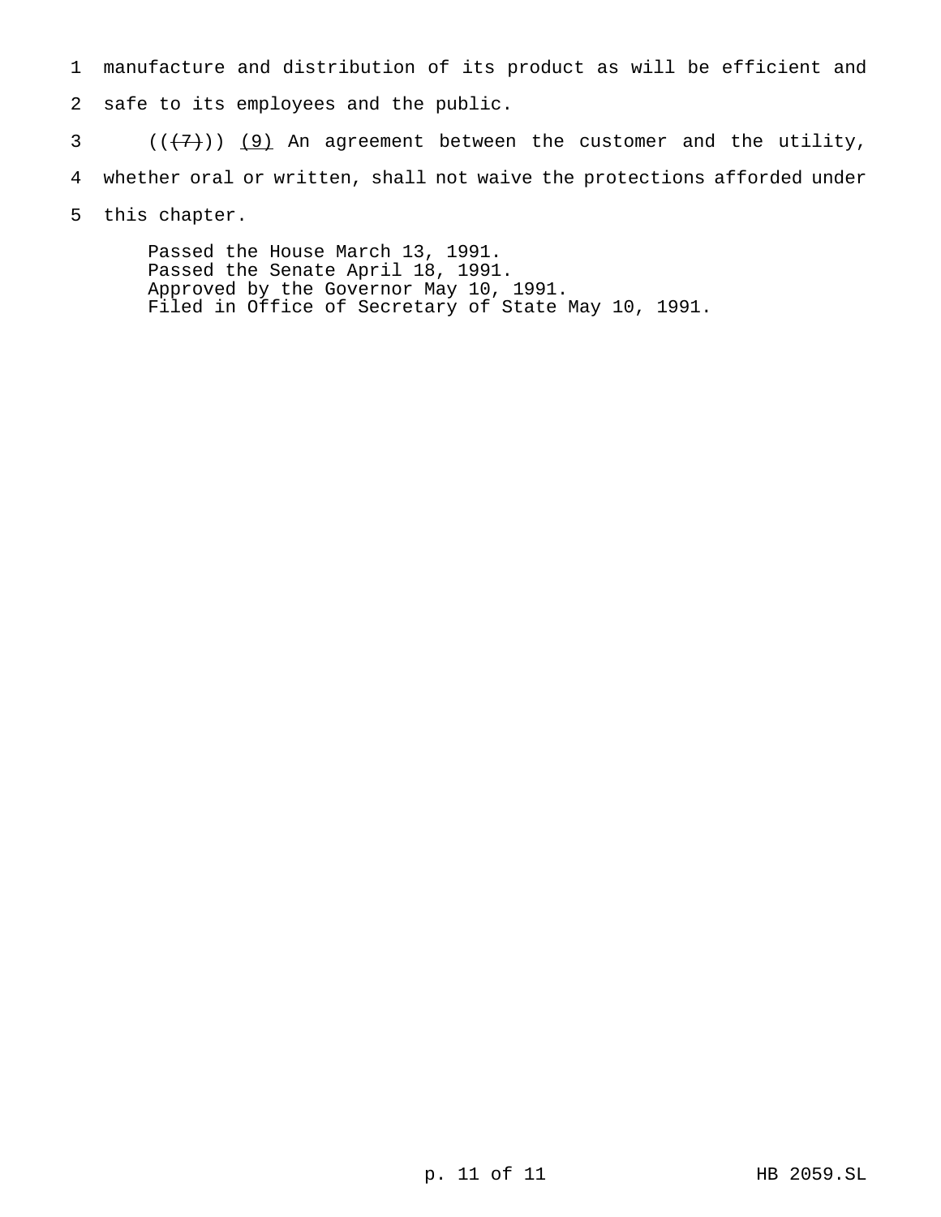manufacture and distribution of its product as will be efficient and safe to its employees and the public.

(( ~~(7)~~ )) (9) An agreement between the customer and the utility, whether oral or written, shall not waive the protections afforded under this chapter.

Passed the House March 13, 1991.
Passed the Senate April 18, 1991.
Approved by the Governor May 10, 1991.
Filed in Office of Secretary of State May 10, 1991.